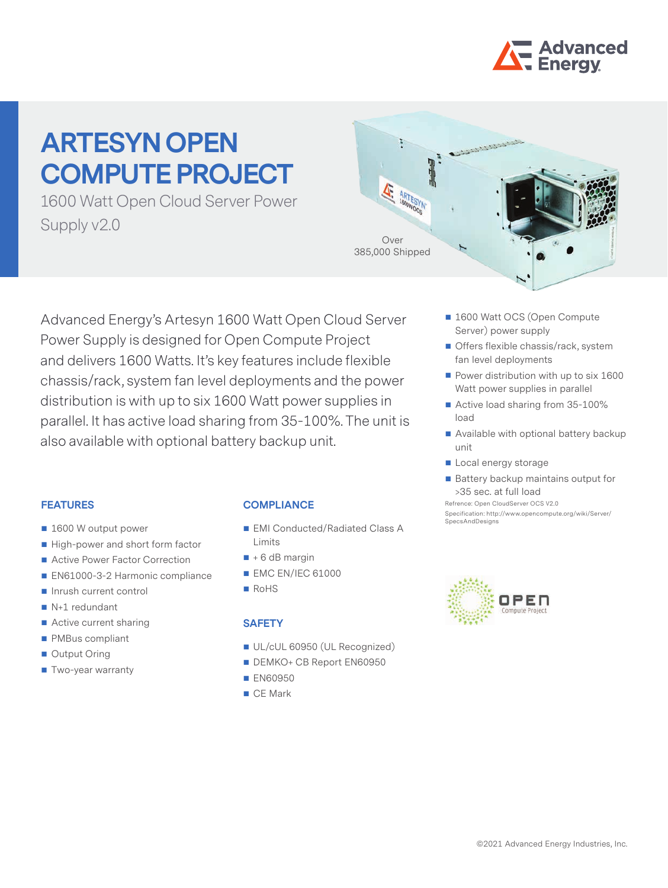# ARTESYN OPEN COMPUTE PROJECT

1600 Watt Open Cloud Server Power Supply v2.0

Over 385,000 Shipped

Advanced Energy's Artesyn 1600 Watt Open Cloud Server Power Supply is designed for Open Compute Project and delivers 1600 Watts. It's key features include flexible chassis/rack, system fan level deployments and the power distribution is with up to six 1600 Watt power supplies in parallel. It has active load sharing from 35-100%. The unit is also available with optional battery backup unit.

- 1600 Watt OCS (Open Compute Server) power supply
- Offers flexible chassis/rack, system fan level deployments
- Power distribution with up to six 1600 Watt power supplies in parallel
- Active load sharing from 35-100% load
- Available with optional battery backup unit
- Local energy storage
- Battery backup maintains output for >35 sec. at full load

Refrence: Open CloudServer OCS V2.0
Specification: http://www.opencompute.org/wiki/Server/SpecsAndDesigns

## FEATURES

- 1600 W output power
- High-power and short form factor
- Active Power Factor Correction
- EN61000-3-2 Harmonic compliance
- Inrush current control
- N+1 redundant
- Active current sharing
- PMBus compliant
- Output Oring
- Two-year warranty

## COMPLIANCE

- EMI Conducted/Radiated Class A Limits
- + 6 dB margin
- EMC EN/IEC 61000
- RoHS

## SAFETY

- UL/cUL 60950 (UL Recognized)
- DEMKO+ CB Report EN60950
- EN60950
- CE Mark

©2021 Advanced Energy Industries, Inc.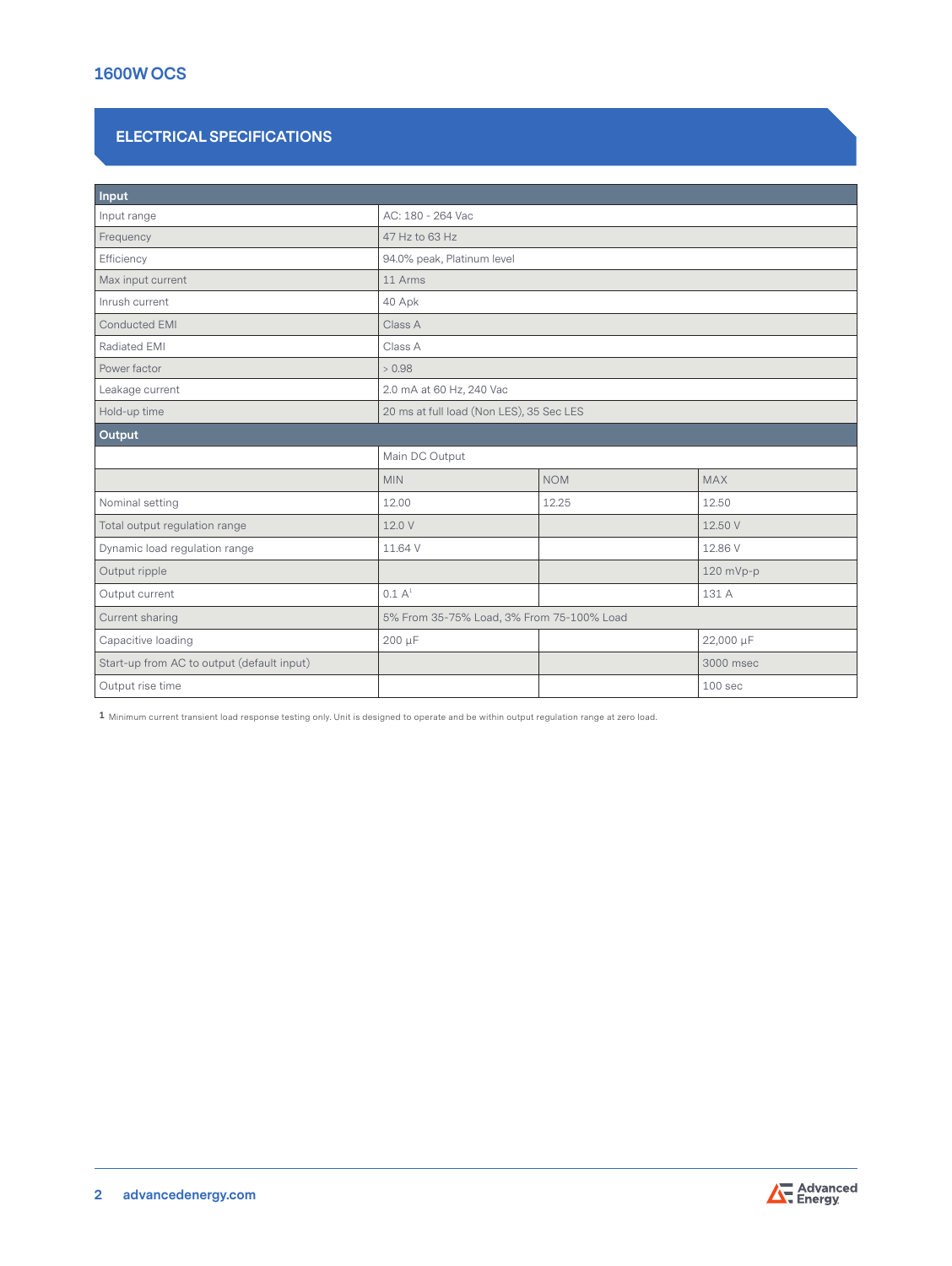# 1600W OCS

## ELECTRICAL SPECIFICATIONS

| Input | | | |
|---|---|---|---|
| Input range | AC: 180 - 264 Vac | | |
| Frequency | 47 Hz to 63 Hz | | |
| Efficiency | 94.0% peak, Platinum level | | |
| Max input current | 11 Arms | | |
| Inrush current | 40 Apk | | |
| Conducted EMI | Class A | | |
| Radiated EMI | Class A | | |
| Power factor | > 0.98 | | |
| Leakage current | 2.0 mA at 60 Hz, 240 Vac | | |
| Hold-up time | 20 ms at full load (Non LES), 35 Sec LES | | |
| **Output** | | | |
| | Main DC Output | | |
| | MIN | NOM | MAX |
| Nominal setting | 12.00 | 12.25 | 12.50 |
| Total output regulation range | 12.0 V | | 12.50 V |
| Dynamic load regulation range | 11.64 V | | 12.86 V |
| Output ripple | | | 120 mVp-p |
| Output current | 0.1 A[1] | | 131 A |
| Current sharing | 5% From 35-75% Load, 3% From 75-100% Load | | |
| Capacitive loading | 200 µF | | 22,000 µF |
| Start-up from AC to output (default input) | | | 3000 msec |
| Output rise time | | | 100 sec |

1 Minimum current transient load response testing only. Unit is designed to operate and be within output regulation range at zero load.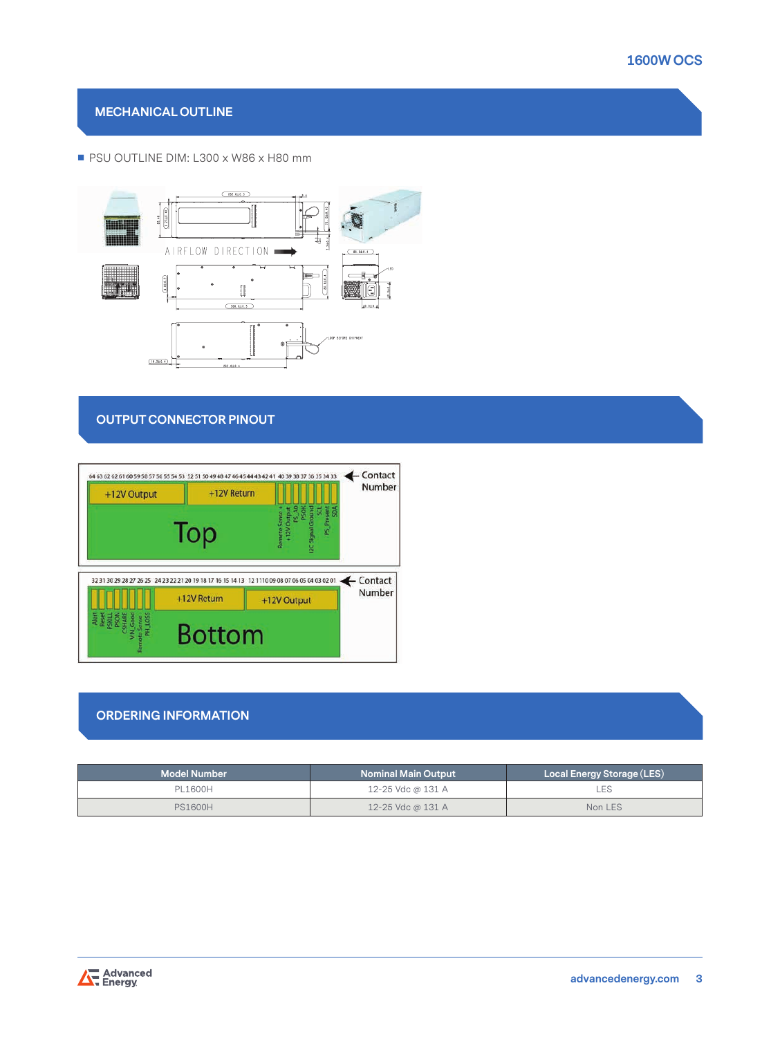## MECHANICAL OUTLINE

- PSU OUTLINE DIM: L300 x W86 x H80 mm

## OUTPUT CONNECTOR PINOUT

## ORDERING INFORMATION

| Model Number | Nominal Main Output | Local Energy Storage (LES) |
|---|---|---|
| PL1600H | 12-25 Vdc @ 131 A | LES |
| PS1600H | 12-25 Vdc @ 131 A | Non LES |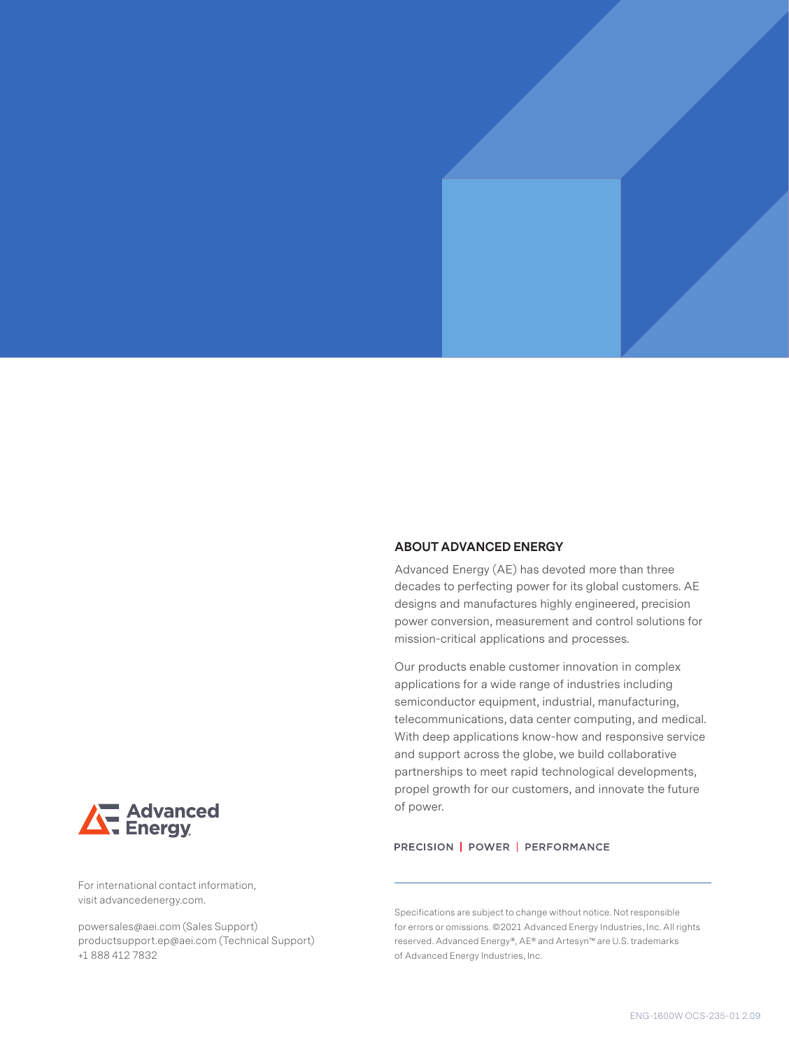## ABOUT ADVANCED ENERGY

Advanced Energy (AE) has devoted more than three decades to perfecting power for its global customers. AE designs and manufactures highly engineered, precision power conversion, measurement and control solutions for mission-critical applications and processes.

Our products enable customer innovation in complex applications for a wide range of industries including semiconductor equipment, industrial, manufacturing, telecommunications, data center computing, and medical. With deep applications know-how and responsive service and support across the globe, we build collaborative partnerships to meet rapid technological developments, propel growth for our customers, and innovate the future of power.

PRECISION | POWER | PERFORMANCE

Advanced Energy

For international contact information,
visit advancedenergy.com.

powersales@aei.com (Sales Support)
productsupport.ep@aei.com (Technical Support)
+1 888 412 7832

Specifications are subject to change without notice. Not responsible for errors or omissions. ©2021 Advanced Energy Industries, Inc. All rights reserved. Advanced Energy®, AE® and Artesyn™ are U.S. trademarks of Advanced Energy Industries, Inc.

ENG-1600W OCS-235-01 2.09